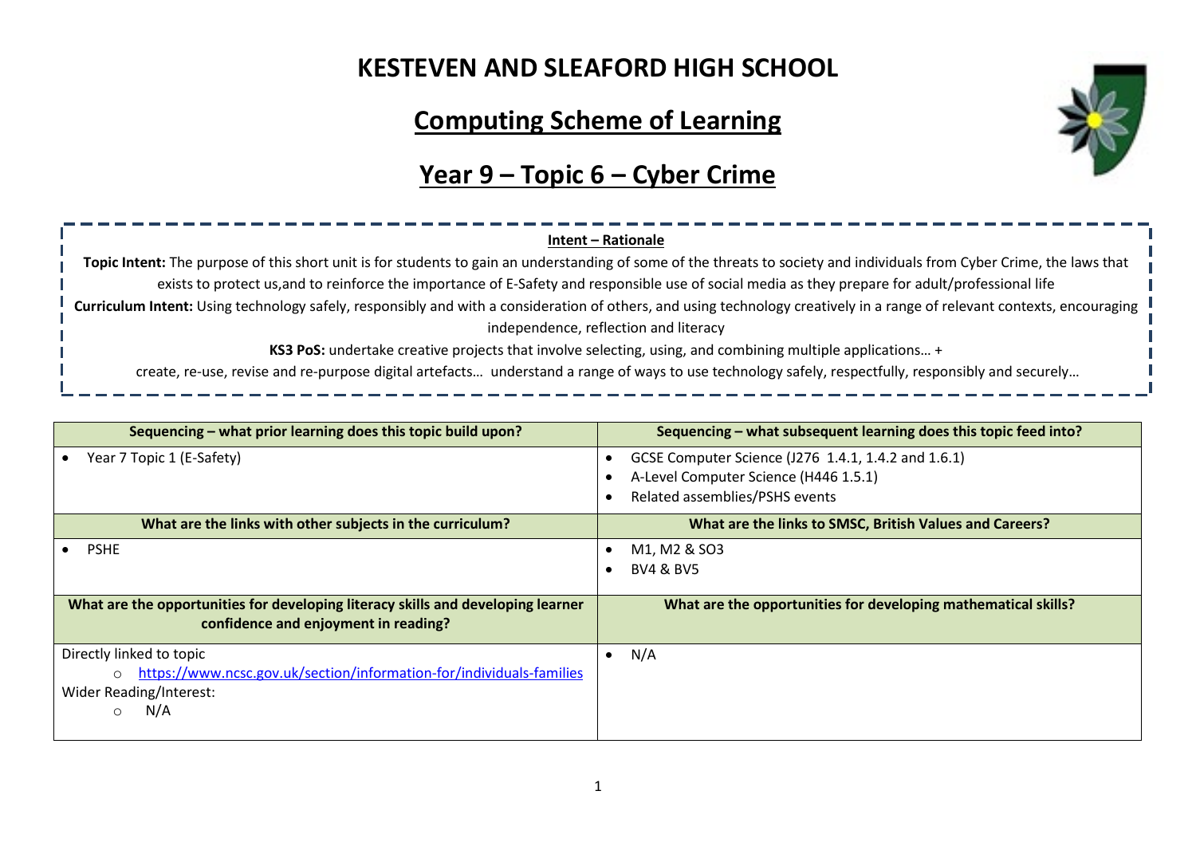# KESTEVEN AND SLEAFORD HIGH SCHOOL

## Computing Scheme of Learning

## Year 9 – Topic 6 – Cyber Crime

**Intent – Rationale**

**Topic Intent:** The purpose of this short unit is for students to gain an understanding of some of the threats to society and individuals from Cyber Crime, the laws that exists to protect us,and to reinforce the importance of E-Safety and responsible use of social media as they prepare for adult/professional life

**Curriculum Intent:** Using technology safely, responsibly and with a consideration of others, and using technology creatively in a range of relevant contexts, encouraging independence, reflection and literacy

**KS3 PoS:** undertake creative projects that involve selecting, using, and combining multiple applications… +
create, re-use, revise and re-purpose digital artefacts… understand a range of ways to use technology safely, respectfully, responsibly and securely…

| Sequencing – what prior learning does this topic build upon? | Sequencing – what subsequent learning does this topic feed into? |
|---|---|
| • Year 7 Topic 1 (E-Safety) | • GCSE Computer Science (J276 1.4.1, 1.4.2 and 1.6.1)<br>• A-Level Computer Science (H446 1.5.1)<br>• Related assemblies/PSHS events |
| **What are the links with other subjects in the curriculum?** | **What are the links to SMSC, British Values and Careers?** |
| • PSHE | • M1, M2 & SO3<br>• BV4 & BV5 |
| **What are the opportunities for developing literacy skills and developing learner confidence and enjoyment in reading?** | **What are the opportunities for developing mathematical skills?** |
| Directly linked to topic<br>○ https://www.ncsc.gov.uk/section/information-for/individuals-families<br>Wider Reading/Interest:<br>○ N/A | • N/A |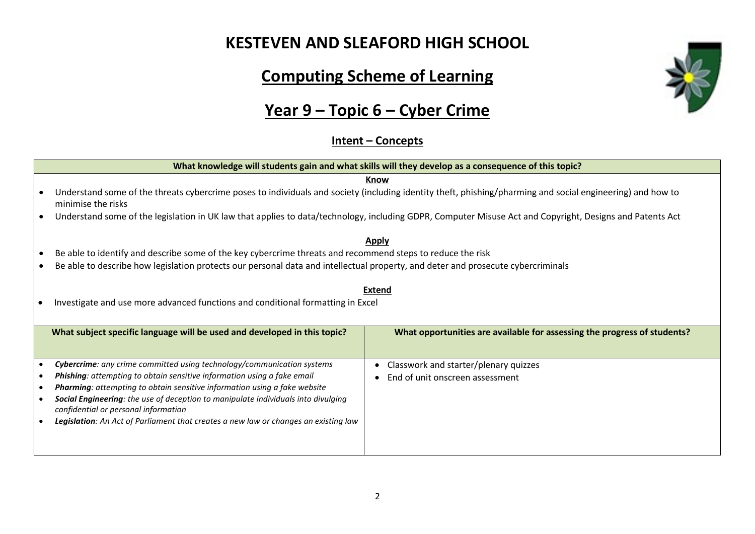# KESTEVEN AND SLEAFORD HIGH SCHOOL

## Computing Scheme of Learning

## Year 9 – Topic 6 – Cyber Crime

### Intent – Concepts

**What knowledge will students gain and what skills will they develop as a consequence of this topic?**

**Know**

- Understand some of the threats cybercrime poses to individuals and society (including identity theft, phishing/pharming and social engineering) and how to minimise the risks
- Understand some of the legislation in UK law that applies to data/technology, including GDPR, Computer Misuse Act and Copyright, Designs and Patents Act

**Apply**

- Be able to identify and describe some of the key cybercrime threats and recommend steps to reduce the risk
- Be able to describe how legislation protects our personal data and intellectual property, and deter and prosecute cybercriminals

**Extend**

- Investigate and use more advanced functions and conditional formatting in Excel

| What subject specific language will be used and developed in this topic? | What opportunities are available for assessing the progress of students? |
|---|---|
| • ***Cybercrime****: any crime committed using technology/communication systems*<br>• ***Phishing****: attempting to obtain sensitive information using a fake email*<br>• ***Pharming****: attempting to obtain sensitive information using a fake website*<br>• ***Social Engineering****: the use of deception to manipulate individuals into divulging confidential or personal information*<br>• ***Legislation****: An Act of Parliament that creates a new law or changes an existing law* | • Classwork and starter/plenary quizzes<br>• End of unit onscreen assessment |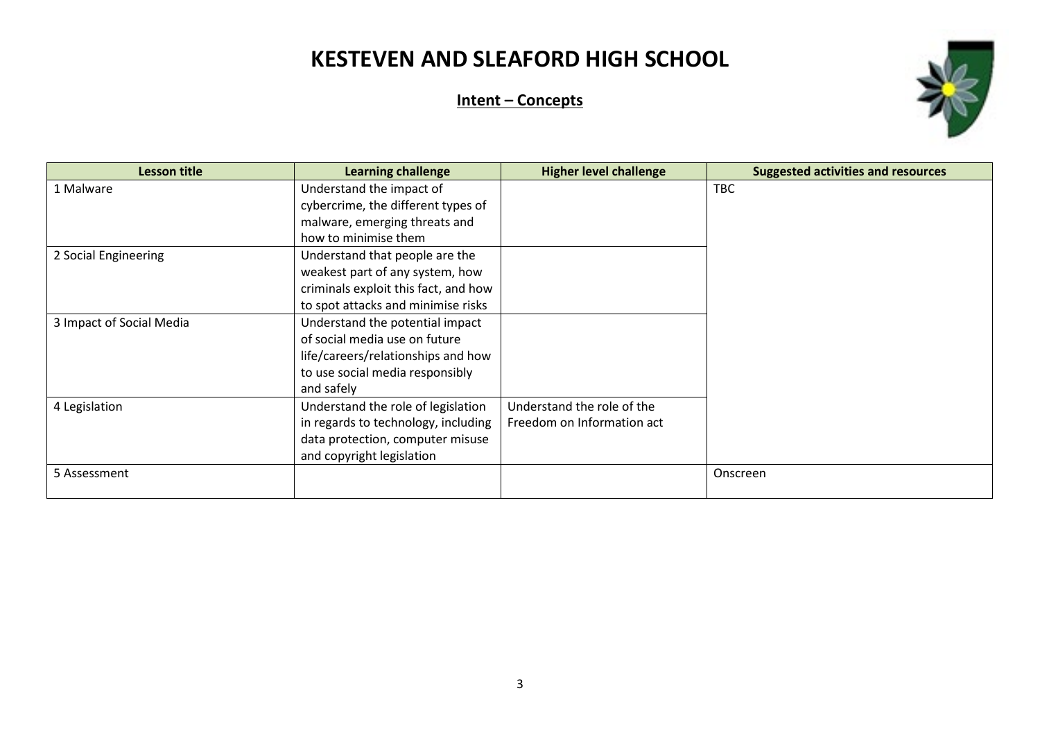# KESTEVEN AND SLEAFORD HIGH SCHOOL

## Intent – Concepts

| Lesson title | Learning challenge | Higher level challenge | Suggested activities and resources |
|---|---|---|---|
| 1 Malware | Understand the impact of cybercrime, the different types of malware, emerging threats and how to minimise them | | TBC |
| 2 Social Engineering | Understand that people are the weakest part of any system, how criminals exploit this fact, and how to spot attacks and minimise risks | | |
| 3 Impact of Social Media | Understand the potential impact of social media use on future life/careers/relationships and how to use social media responsibly and safely | | |
| 4 Legislation | Understand the role of legislation in regards to technology, including data protection, computer misuse and copyright legislation | Understand the role of the Freedom on Information act | |
| 5 Assessment | | | Onscreen |